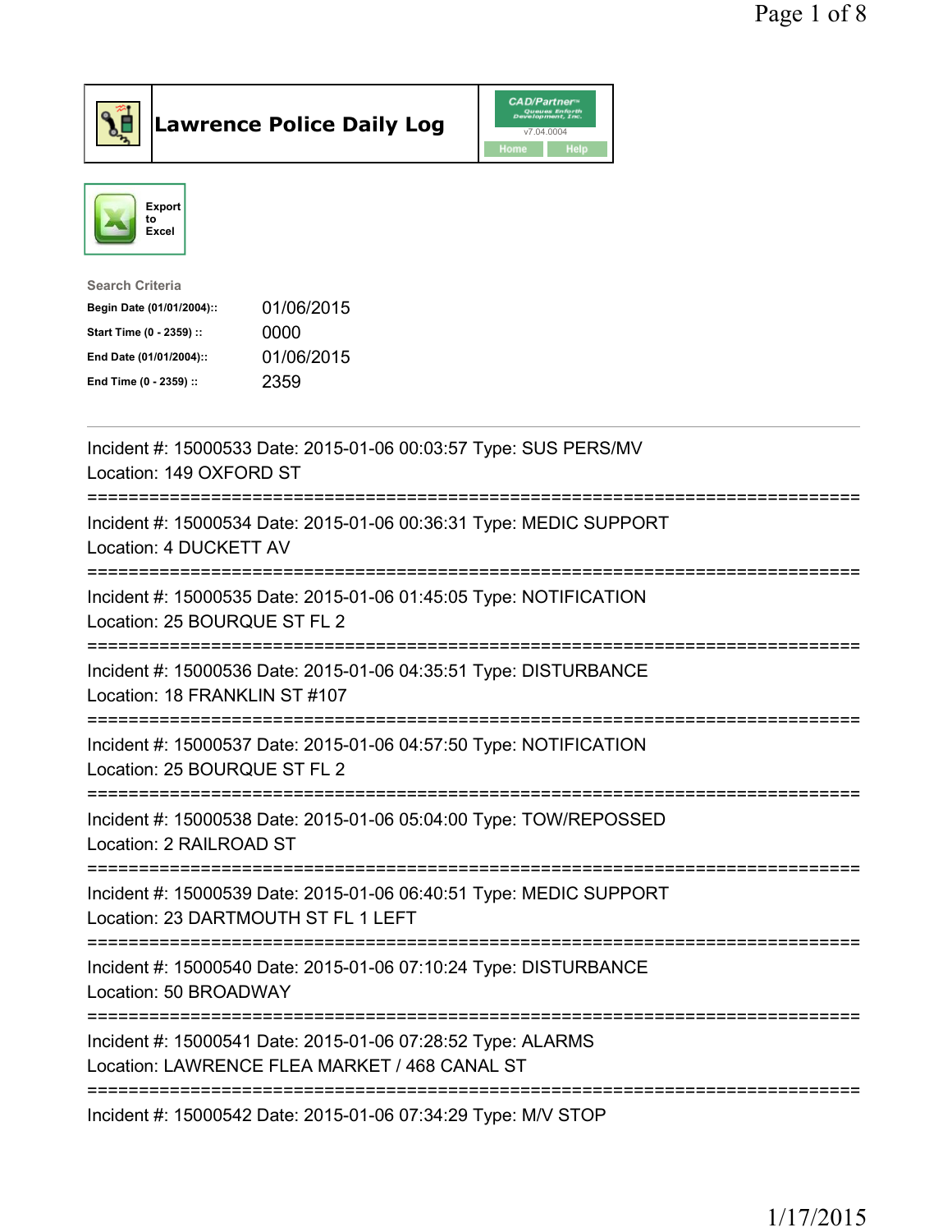# Lawrence Police Daily Log

Export to Excel

**Search Criteria**

| | |
|---|---|
| **Begin Date (01/01/2004)::** | 01/06/2015 |
| **Start Time (0 - 2359) ::** | 0000 |
| **End Date (01/01/2004)::** | 01/06/2015 |
| **End Time (0 - 2359) ::** | 2359 |

---

Incident #: 15000533 Date: 2015-01-06 00:03:57 Type: SUS PERS/MV
Location: 149 OXFORD ST

===========================================================================

Incident #: 15000534 Date: 2015-01-06 00:36:31 Type: MEDIC SUPPORT
Location: 4 DUCKETT AV

===========================================================================

Incident #: 15000535 Date: 2015-01-06 01:45:05 Type: NOTIFICATION
Location: 25 BOURQUE ST FL 2

===========================================================================

Incident #: 15000536 Date: 2015-01-06 04:35:51 Type: DISTURBANCE
Location: 18 FRANKLIN ST #107

===========================================================================

Incident #: 15000537 Date: 2015-01-06 04:57:50 Type: NOTIFICATION
Location: 25 BOURQUE ST FL 2

===========================================================================

Incident #: 15000538 Date: 2015-01-06 05:04:00 Type: TOW/REPOSSED
Location: 2 RAILROAD ST

===========================================================================

Incident #: 15000539 Date: 2015-01-06 06:40:51 Type: MEDIC SUPPORT
Location: 23 DARTMOUTH ST FL 1 LEFT

===========================================================================

Incident #: 15000540 Date: 2015-01-06 07:10:24 Type: DISTURBANCE
Location: 50 BROADWAY

===========================================================================

Incident #: 15000541 Date: 2015-01-06 07:28:52 Type: ALARMS
Location: LAWRENCE FLEA MARKET / 468 CANAL ST

===========================================================================

Incident #: 15000542 Date: 2015-01-06 07:34:29 Type: M/V STOP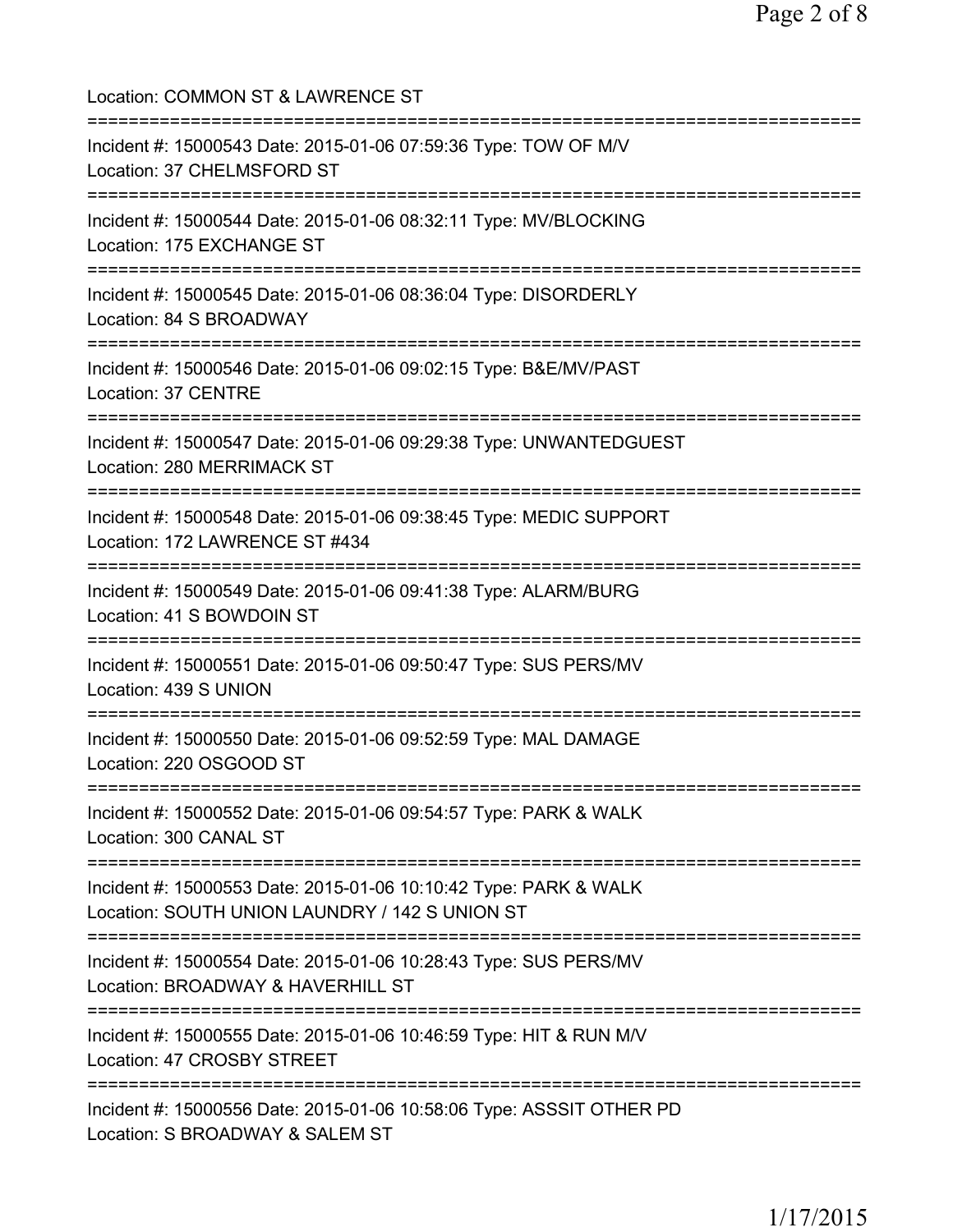Location: COMMON ST & LAWRENCE ST

===========================================================================

Incident #: 15000543 Date: 2015-01-06 07:59:36 Type: TOW OF M/V
Location: 37 CHELMSFORD ST

===========================================================================

Incident #: 15000544 Date: 2015-01-06 08:32:11 Type: MV/BLOCKING
Location: 175 EXCHANGE ST

===========================================================================

Incident #: 15000545 Date: 2015-01-06 08:36:04 Type: DISORDERLY
Location: 84 S BROADWAY

===========================================================================

Incident #: 15000546 Date: 2015-01-06 09:02:15 Type: B&E/MV/PAST
Location: 37 CENTRE

===========================================================================

Incident #: 15000547 Date: 2015-01-06 09:29:38 Type: UNWANTEDGUEST
Location: 280 MERRIMACK ST

===========================================================================

Incident #: 15000548 Date: 2015-01-06 09:38:45 Type: MEDIC SUPPORT
Location: 172 LAWRENCE ST #434

===========================================================================

Incident #: 15000549 Date: 2015-01-06 09:41:38 Type: ALARM/BURG
Location: 41 S BOWDOIN ST

===========================================================================

Incident #: 15000551 Date: 2015-01-06 09:50:47 Type: SUS PERS/MV
Location: 439 S UNION

===========================================================================

Incident #: 15000550 Date: 2015-01-06 09:52:59 Type: MAL DAMAGE
Location: 220 OSGOOD ST

===========================================================================

Incident #: 15000552 Date: 2015-01-06 09:54:57 Type: PARK & WALK
Location: 300 CANAL ST

===========================================================================

Incident #: 15000553 Date: 2015-01-06 10:10:42 Type: PARK & WALK
Location: SOUTH UNION LAUNDRY / 142 S UNION ST

===========================================================================

Incident #: 15000554 Date: 2015-01-06 10:28:43 Type: SUS PERS/MV
Location: BROADWAY & HAVERHILL ST

===========================================================================

Incident #: 15000555 Date: 2015-01-06 10:46:59 Type: HIT & RUN M/V
Location: 47 CROSBY STREET

===========================================================================

Incident #: 15000556 Date: 2015-01-06 10:58:06 Type: ASSSIT OTHER PD
Location: S BROADWAY & SALEM ST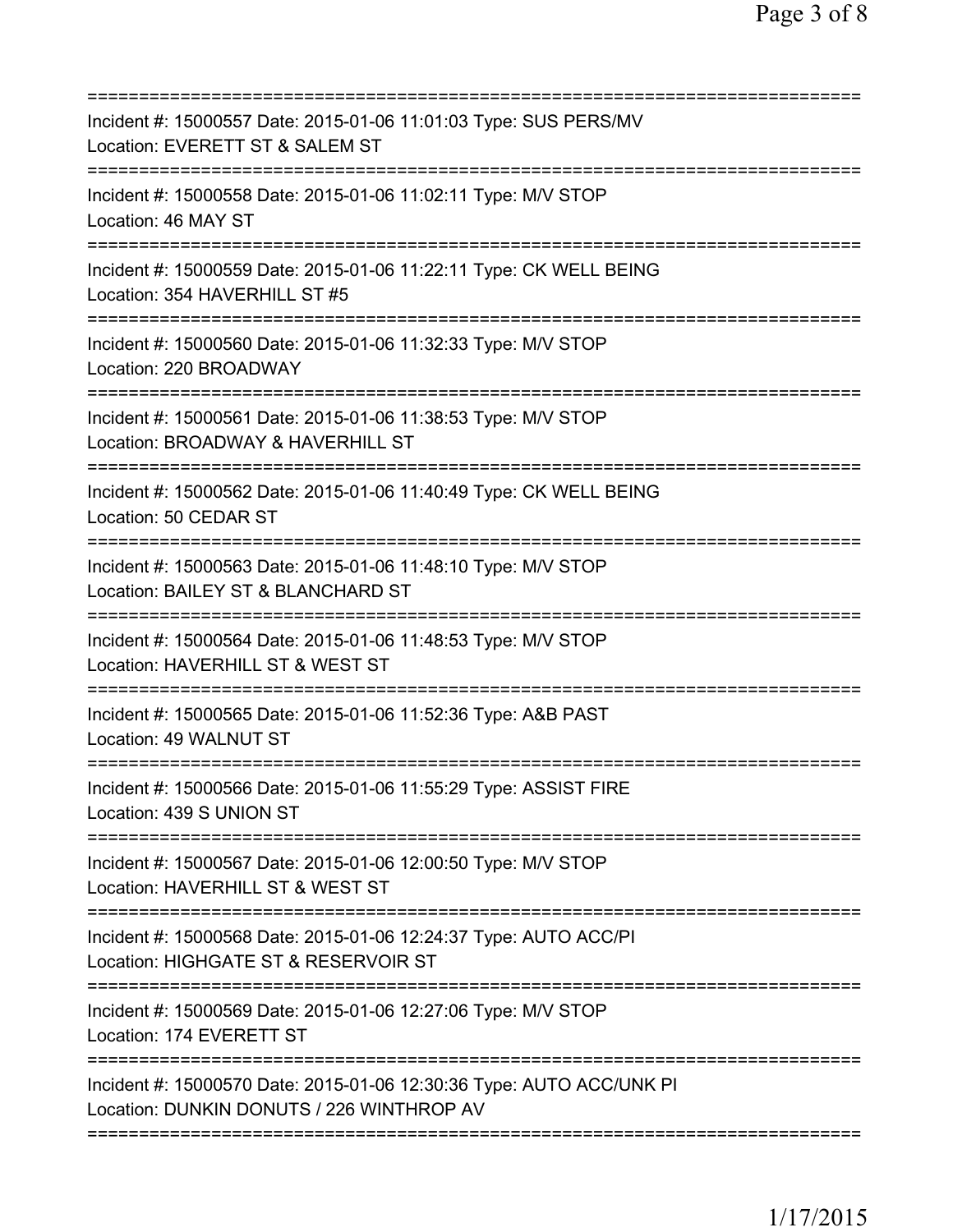===========================================================================
Incident #: 15000557 Date: 2015-01-06 11:01:03 Type: SUS PERS/MV
Location: EVERETT ST & SALEM ST
===========================================================================
Incident #: 15000558 Date: 2015-01-06 11:02:11 Type: M/V STOP
Location: 46 MAY ST
===========================================================================
Incident #: 15000559 Date: 2015-01-06 11:22:11 Type: CK WELL BEING
Location: 354 HAVERHILL ST #5
===========================================================================
Incident #: 15000560 Date: 2015-01-06 11:32:33 Type: M/V STOP
Location: 220 BROADWAY
===========================================================================
Incident #: 15000561 Date: 2015-01-06 11:38:53 Type: M/V STOP
Location: BROADWAY & HAVERHILL ST
===========================================================================
Incident #: 15000562 Date: 2015-01-06 11:40:49 Type: CK WELL BEING
Location: 50 CEDAR ST
===========================================================================
Incident #: 15000563 Date: 2015-01-06 11:48:10 Type: M/V STOP
Location: BAILEY ST & BLANCHARD ST
===========================================================================
Incident #: 15000564 Date: 2015-01-06 11:48:53 Type: M/V STOP
Location: HAVERHILL ST & WEST ST
===========================================================================
Incident #: 15000565 Date: 2015-01-06 11:52:36 Type: A&B PAST
Location: 49 WALNUT ST
===========================================================================
Incident #: 15000566 Date: 2015-01-06 11:55:29 Type: ASSIST FIRE
Location: 439 S UNION ST
===========================================================================
Incident #: 15000567 Date: 2015-01-06 12:00:50 Type: M/V STOP
Location: HAVERHILL ST & WEST ST
===========================================================================
Incident #: 15000568 Date: 2015-01-06 12:24:37 Type: AUTO ACC/PI
Location: HIGHGATE ST & RESERVOIR ST
===========================================================================
Incident #: 15000569 Date: 2015-01-06 12:27:06 Type: M/V STOP
Location: 174 EVERETT ST
===========================================================================
Incident #: 15000570 Date: 2015-01-06 12:30:36 Type: AUTO ACC/UNK PI
Location: DUNKIN DONUTS / 226 WINTHROP AV
===========================================================================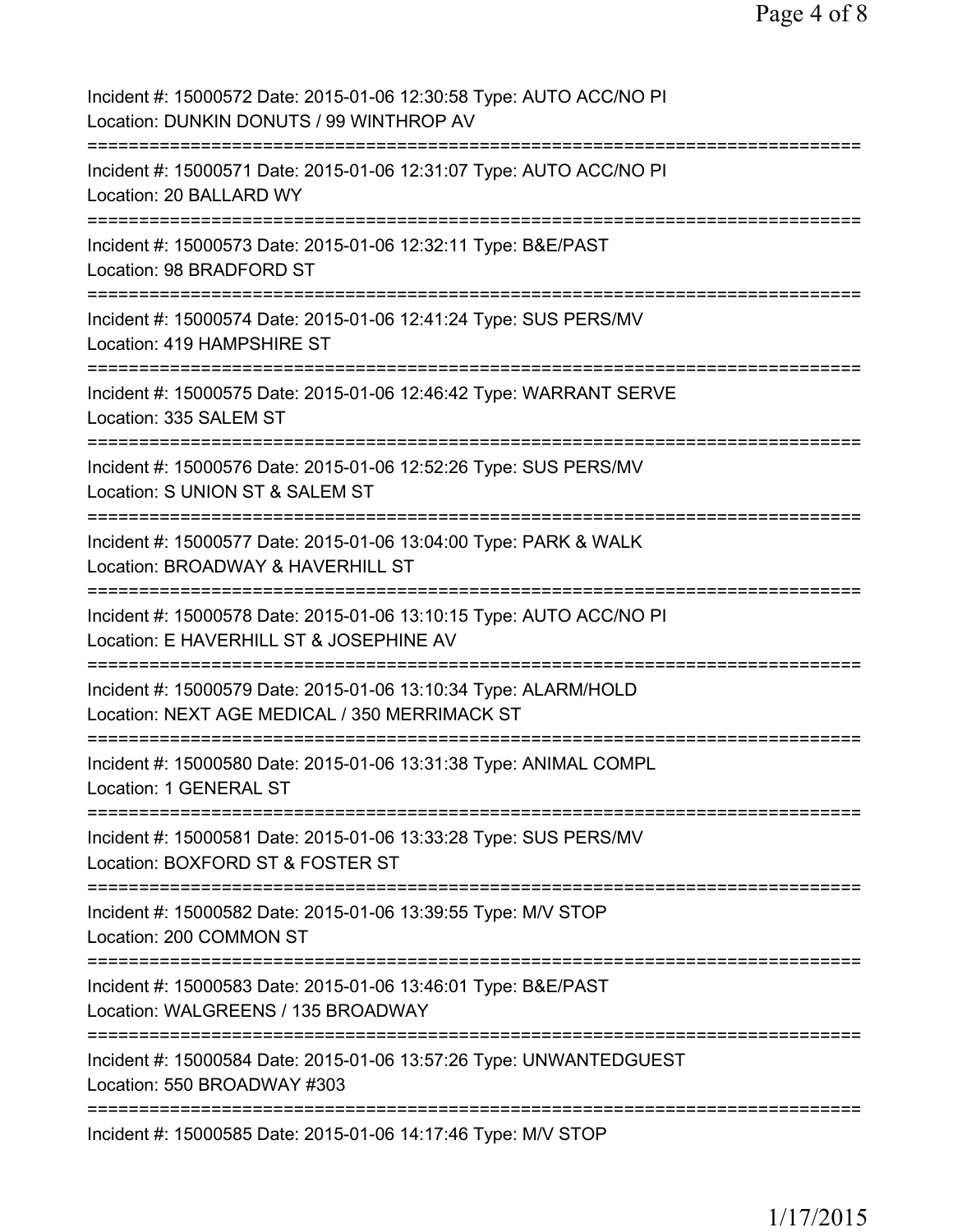Incident #: 15000572 Date: 2015-01-06 12:30:58 Type: AUTO ACC/NO PI
Location: DUNKIN DONUTS / 99 WINTHROP AV
===========================================================================
Incident #: 15000571 Date: 2015-01-06 12:31:07 Type: AUTO ACC/NO PI
Location: 20 BALLARD WY
===========================================================================
Incident #: 15000573 Date: 2015-01-06 12:32:11 Type: B&E/PAST
Location: 98 BRADFORD ST
===========================================================================
Incident #: 15000574 Date: 2015-01-06 12:41:24 Type: SUS PERS/MV
Location: 419 HAMPSHIRE ST
===========================================================================
Incident #: 15000575 Date: 2015-01-06 12:46:42 Type: WARRANT SERVE
Location: 335 SALEM ST
===========================================================================
Incident #: 15000576 Date: 2015-01-06 12:52:26 Type: SUS PERS/MV
Location: S UNION ST & SALEM ST
===========================================================================
Incident #: 15000577 Date: 2015-01-06 13:04:00 Type: PARK & WALK
Location: BROADWAY & HAVERHILL ST
===========================================================================
Incident #: 15000578 Date: 2015-01-06 13:10:15 Type: AUTO ACC/NO PI
Location: E HAVERHILL ST & JOSEPHINE AV
===========================================================================
Incident #: 15000579 Date: 2015-01-06 13:10:34 Type: ALARM/HOLD
Location: NEXT AGE MEDICAL / 350 MERRIMACK ST
===========================================================================
Incident #: 15000580 Date: 2015-01-06 13:31:38 Type: ANIMAL COMPL
Location: 1 GENERAL ST
===========================================================================
Incident #: 15000581 Date: 2015-01-06 13:33:28 Type: SUS PERS/MV
Location: BOXFORD ST & FOSTER ST
===========================================================================
Incident #: 15000582 Date: 2015-01-06 13:39:55 Type: M/V STOP
Location: 200 COMMON ST
===========================================================================
Incident #: 15000583 Date: 2015-01-06 13:46:01 Type: B&E/PAST
Location: WALGREENS / 135 BROADWAY
===========================================================================
Incident #: 15000584 Date: 2015-01-06 13:57:26 Type: UNWANTEDGUEST
Location: 550 BROADWAY #303
===========================================================================
Incident #: 15000585 Date: 2015-01-06 14:17:46 Type: M/V STOP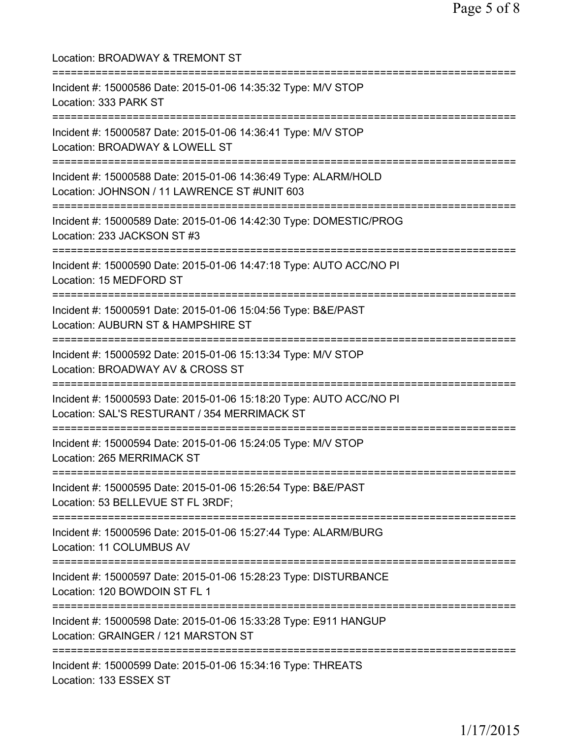Location: BROADWAY & TREMONT ST

===========================================================================

Incident #: 15000586 Date: 2015-01-06 14:35:32 Type: M/V STOP
Location: 333 PARK ST

===========================================================================

Incident #: 15000587 Date: 2015-01-06 14:36:41 Type: M/V STOP
Location: BROADWAY & LOWELL ST

===========================================================================

Incident #: 15000588 Date: 2015-01-06 14:36:49 Type: ALARM/HOLD
Location: JOHNSON / 11 LAWRENCE ST #UNIT 603

===========================================================================

Incident #: 15000589 Date: 2015-01-06 14:42:30 Type: DOMESTIC/PROG
Location: 233 JACKSON ST #3

===========================================================================

Incident #: 15000590 Date: 2015-01-06 14:47:18 Type: AUTO ACC/NO PI
Location: 15 MEDFORD ST

===========================================================================

Incident #: 15000591 Date: 2015-01-06 15:04:56 Type: B&E/PAST
Location: AUBURN ST & HAMPSHIRE ST

===========================================================================

Incident #: 15000592 Date: 2015-01-06 15:13:34 Type: M/V STOP
Location: BROADWAY AV & CROSS ST

===========================================================================

Incident #: 15000593 Date: 2015-01-06 15:18:20 Type: AUTO ACC/NO PI
Location: SAL'S RESTURANT / 354 MERRIMACK ST

===========================================================================

Incident #: 15000594 Date: 2015-01-06 15:24:05 Type: M/V STOP
Location: 265 MERRIMACK ST

===========================================================================

Incident #: 15000595 Date: 2015-01-06 15:26:54 Type: B&E/PAST
Location: 53 BELLEVUE ST FL 3RDF;

===========================================================================

Incident #: 15000596 Date: 2015-01-06 15:27:44 Type: ALARM/BURG
Location: 11 COLUMBUS AV

===========================================================================

Incident #: 15000597 Date: 2015-01-06 15:28:23 Type: DISTURBANCE
Location: 120 BOWDOIN ST FL 1

===========================================================================

Incident #: 15000598 Date: 2015-01-06 15:33:28 Type: E911 HANGUP
Location: GRAINGER / 121 MARSTON ST

===========================================================================

Incident #: 15000599 Date: 2015-01-06 15:34:16 Type: THREATS
Location: 133 ESSEX ST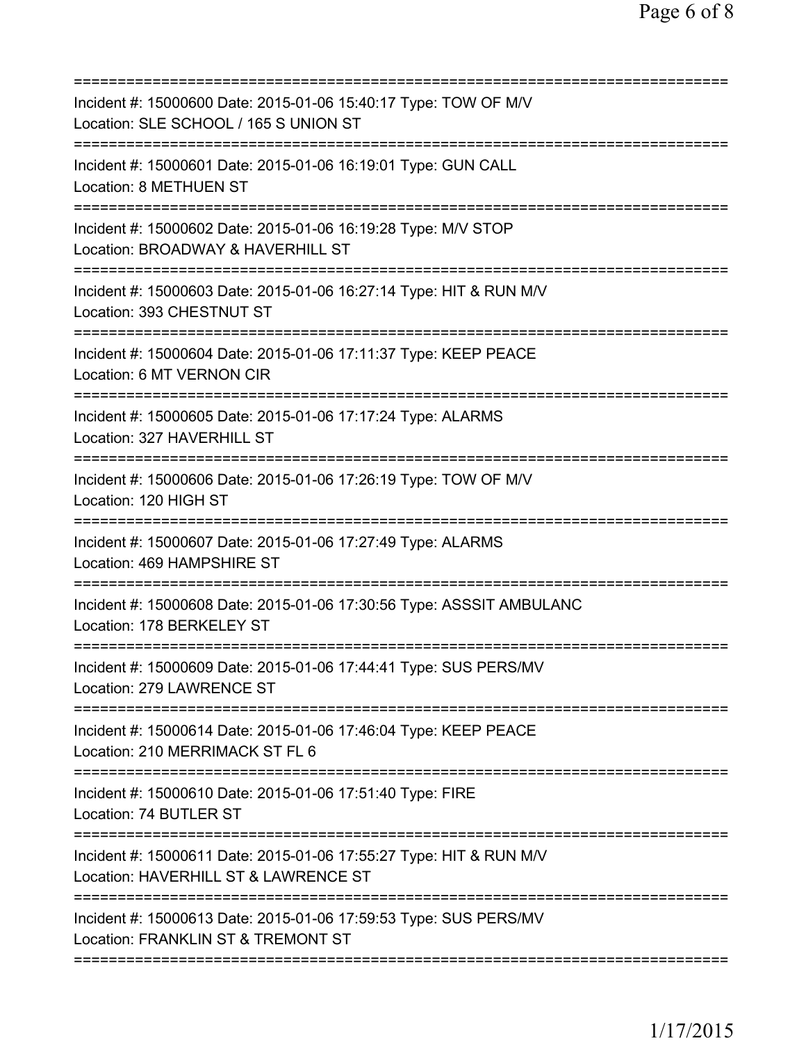===========================================================================
Incident #: 15000600 Date: 2015-01-06 15:40:17 Type: TOW OF M/V
Location: SLE SCHOOL / 165 S UNION ST
===========================================================================
Incident #: 15000601 Date: 2015-01-06 16:19:01 Type: GUN CALL
Location: 8 METHUEN ST
===========================================================================
Incident #: 15000602 Date: 2015-01-06 16:19:28 Type: M/V STOP
Location: BROADWAY & HAVERHILL ST
===========================================================================
Incident #: 15000603 Date: 2015-01-06 16:27:14 Type: HIT & RUN M/V
Location: 393 CHESTNUT ST
===========================================================================
Incident #: 15000604 Date: 2015-01-06 17:11:37 Type: KEEP PEACE
Location: 6 MT VERNON CIR
===========================================================================
Incident #: 15000605 Date: 2015-01-06 17:17:24 Type: ALARMS
Location: 327 HAVERHILL ST
===========================================================================
Incident #: 15000606 Date: 2015-01-06 17:26:19 Type: TOW OF M/V
Location: 120 HIGH ST
===========================================================================
Incident #: 15000607 Date: 2015-01-06 17:27:49 Type: ALARMS
Location: 469 HAMPSHIRE ST
===========================================================================
Incident #: 15000608 Date: 2015-01-06 17:30:56 Type: ASSSIT AMBULANC
Location: 178 BERKELEY ST
===========================================================================
Incident #: 15000609 Date: 2015-01-06 17:44:41 Type: SUS PERS/MV
Location: 279 LAWRENCE ST
===========================================================================
Incident #: 15000614 Date: 2015-01-06 17:46:04 Type: KEEP PEACE
Location: 210 MERRIMACK ST FL 6
===========================================================================
Incident #: 15000610 Date: 2015-01-06 17:51:40 Type: FIRE
Location: 74 BUTLER ST
===========================================================================
Incident #: 15000611 Date: 2015-01-06 17:55:27 Type: HIT & RUN M/V
Location: HAVERHILL ST & LAWRENCE ST
===========================================================================
Incident #: 15000613 Date: 2015-01-06 17:59:53 Type: SUS PERS/MV
Location: FRANKLIN ST & TREMONT ST
===========================================================================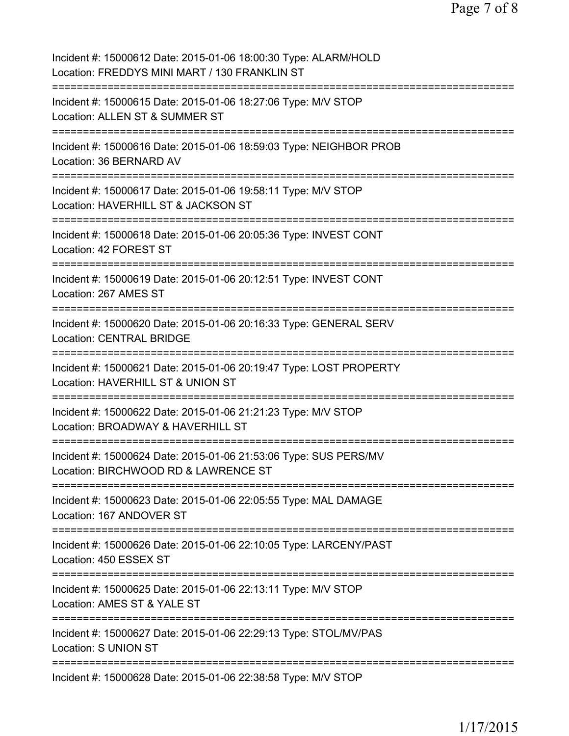Incident #: 15000612 Date: 2015-01-06 18:00:30 Type: ALARM/HOLD
Location: FREDDYS MINI MART / 130 FRANKLIN ST

===========================================================================

Incident #: 15000615 Date: 2015-01-06 18:27:06 Type: M/V STOP
Location: ALLEN ST & SUMMER ST

===========================================================================

Incident #: 15000616 Date: 2015-01-06 18:59:03 Type: NEIGHBOR PROB
Location: 36 BERNARD AV

===========================================================================

Incident #: 15000617 Date: 2015-01-06 19:58:11 Type: M/V STOP
Location: HAVERHILL ST & JACKSON ST

===========================================================================

Incident #: 15000618 Date: 2015-01-06 20:05:36 Type: INVEST CONT
Location: 42 FOREST ST

===========================================================================

Incident #: 15000619 Date: 2015-01-06 20:12:51 Type: INVEST CONT
Location: 267 AMES ST

===========================================================================

Incident #: 15000620 Date: 2015-01-06 20:16:33 Type: GENERAL SERV
Location: CENTRAL BRIDGE

===========================================================================

Incident #: 15000621 Date: 2015-01-06 20:19:47 Type: LOST PROPERTY
Location: HAVERHILL ST & UNION ST

===========================================================================

Incident #: 15000622 Date: 2015-01-06 21:21:23 Type: M/V STOP
Location: BROADWAY & HAVERHILL ST

===========================================================================

Incident #: 15000624 Date: 2015-01-06 21:53:06 Type: SUS PERS/MV
Location: BIRCHWOOD RD & LAWRENCE ST

===========================================================================

Incident #: 15000623 Date: 2015-01-06 22:05:55 Type: MAL DAMAGE
Location: 167 ANDOVER ST

===========================================================================

Incident #: 15000626 Date: 2015-01-06 22:10:05 Type: LARCENY/PAST
Location: 450 ESSEX ST

===========================================================================

Incident #: 15000625 Date: 2015-01-06 22:13:11 Type: M/V STOP
Location: AMES ST & YALE ST

===========================================================================

Incident #: 15000627 Date: 2015-01-06 22:29:13 Type: STOL/MV/PAS
Location: S UNION ST

===========================================================================

Incident #: 15000628 Date: 2015-01-06 22:38:58 Type: M/V STOP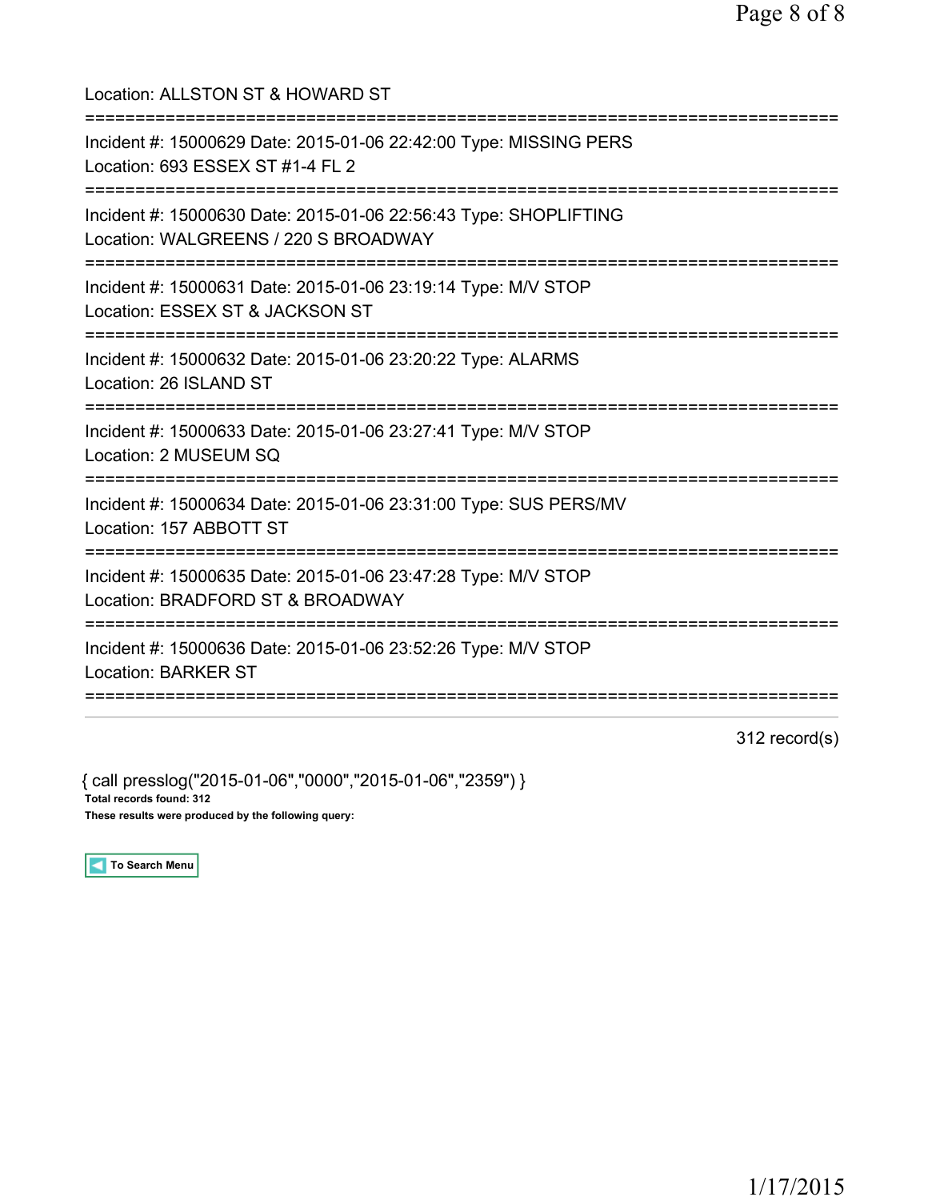Location: ALLSTON ST & HOWARD ST

===========================================================================

Incident #: 15000629 Date: 2015-01-06 22:42:00 Type: MISSING PERS
Location: 693 ESSEX ST #1-4 FL 2

===========================================================================

Incident #: 15000630 Date: 2015-01-06 22:56:43 Type: SHOPLIFTING
Location: WALGREENS / 220 S BROADWAY

===========================================================================

Incident #: 15000631 Date: 2015-01-06 23:19:14 Type: M/V STOP
Location: ESSEX ST & JACKSON ST

===========================================================================

Incident #: 15000632 Date: 2015-01-06 23:20:22 Type: ALARMS
Location: 26 ISLAND ST

===========================================================================

Incident #: 15000633 Date: 2015-01-06 23:27:41 Type: M/V STOP
Location: 2 MUSEUM SQ

===========================================================================

Incident #: 15000634 Date: 2015-01-06 23:31:00 Type: SUS PERS/MV
Location: 157 ABBOTT ST

===========================================================================

Incident #: 15000635 Date: 2015-01-06 23:47:28 Type: M/V STOP
Location: BRADFORD ST & BROADWAY

===========================================================================

Incident #: 15000636 Date: 2015-01-06 23:52:26 Type: M/V STOP
Location: BARKER ST

===========================================================================

312 record(s)

{ call presslog("2015-01-06","0000","2015-01-06","2359") }

**Total records found: 312**

**These results were produced by the following query:**

To Search Menu